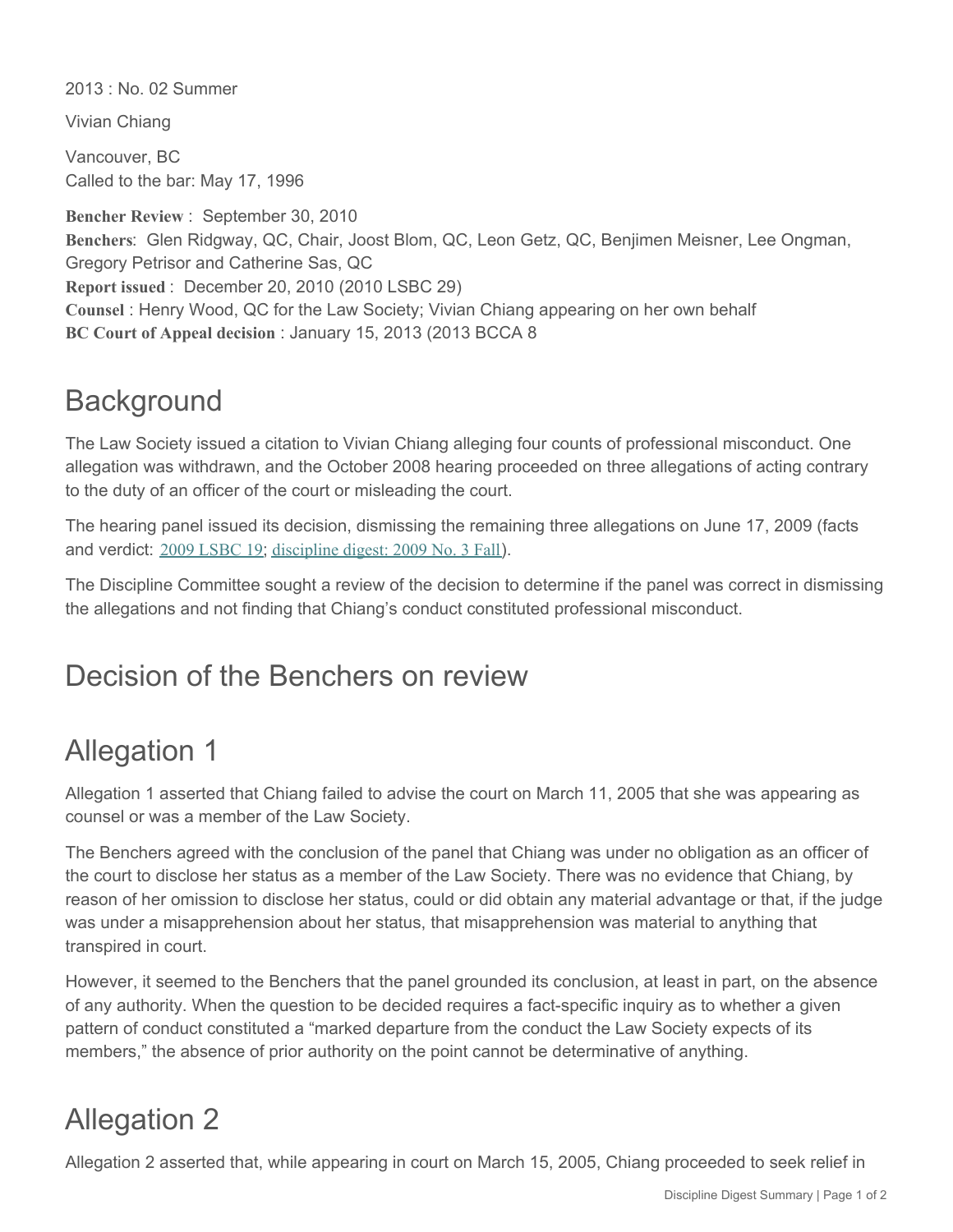2013 : No. 02 Summer

Vivian Chiang

Vancouver, BC
Called to the bar: May 17, 1996

**Bencher Review** : September 30, 2010
**Benchers**: Glen Ridgway, QC, Chair, Joost Blom, QC, Leon Getz, QC, Benjimen Meisner, Lee Ongman, Gregory Petrisor and Catherine Sas, QC
**Report issued** : December 20, 2010 (2010 LSBC 29)
**Counsel** : Henry Wood, QC for the Law Society; Vivian Chiang appearing on her own behalf
**BC Court of Appeal decision** : January 15, 2013 (2013 BCCA 8

## Background

The Law Society issued a citation to Vivian Chiang alleging four counts of professional misconduct. One allegation was withdrawn, and the October 2008 hearing proceeded on three allegations of acting contrary to the duty of an officer of the court or misleading the court.

The hearing panel issued its decision, dismissing the remaining three allegations on June 17, 2009 (facts and verdict: 2009 LSBC 19; discipline digest: 2009 No. 3 Fall).

The Discipline Committee sought a review of the decision to determine if the panel was correct in dismissing the allegations and not finding that Chiang's conduct constituted professional misconduct.

## Decision of the Benchers on review

## Allegation 1

Allegation 1 asserted that Chiang failed to advise the court on March 11, 2005 that she was appearing as counsel or was a member of the Law Society.

The Benchers agreed with the conclusion of the panel that Chiang was under no obligation as an officer of the court to disclose her status as a member of the Law Society. There was no evidence that Chiang, by reason of her omission to disclose her status, could or did obtain any material advantage or that, if the judge was under a misapprehension about her status, that misapprehension was material to anything that transpired in court.

However, it seemed to the Benchers that the panel grounded its conclusion, at least in part, on the absence of any authority. When the question to be decided requires a fact-specific inquiry as to whether a given pattern of conduct constituted a "marked departure from the conduct the Law Society expects of its members," the absence of prior authority on the point cannot be determinative of anything.

## Allegation 2

Allegation 2 asserted that, while appearing in court on March 15, 2005, Chiang proceeded to seek relief in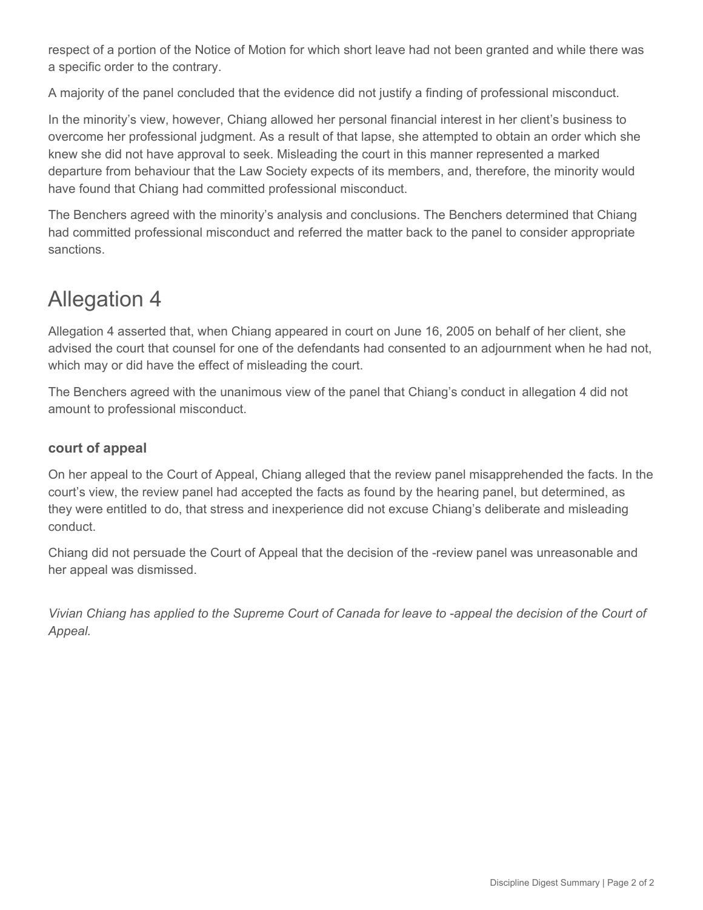respect of a portion of the Notice of Motion for which short leave had not been granted and while there was a specific order to the contrary.

A majority of the panel concluded that the evidence did not justify a finding of professional misconduct.

In the minority's view, however, Chiang allowed her personal financial interest in her client's business to overcome her professional judgment. As a result of that lapse, she attempted to obtain an order which she knew she did not have approval to seek. Misleading the court in this manner represented a marked departure from behaviour that the Law Society expects of its members, and, therefore, the minority would have found that Chiang had committed professional misconduct.

The Benchers agreed with the minority's analysis and conclusions. The Benchers determined that Chiang had committed professional misconduct and referred the matter back to the panel to consider appropriate sanctions.

## Allegation 4

Allegation 4 asserted that, when Chiang appeared in court on June 16, 2005 on behalf of her client, she advised the court that counsel for one of the defendants had consented to an adjournment when he had not, which may or did have the effect of misleading the court.

The Benchers agreed with the unanimous view of the panel that Chiang's conduct in allegation 4 did not amount to professional misconduct.

### court of appeal

On her appeal to the Court of Appeal, Chiang alleged that the review panel misapprehended the facts. In the court's view, the review panel had accepted the facts as found by the hearing panel, but determined, as they were entitled to do, that stress and inexperience did not excuse Chiang's deliberate and misleading conduct.

Chiang did not persuade the Court of Appeal that the decision of the -review panel was unreasonable and her appeal was dismissed.

*Vivian Chiang has applied to the Supreme Court of Canada for leave to -appeal the decision of the Court of Appeal.*